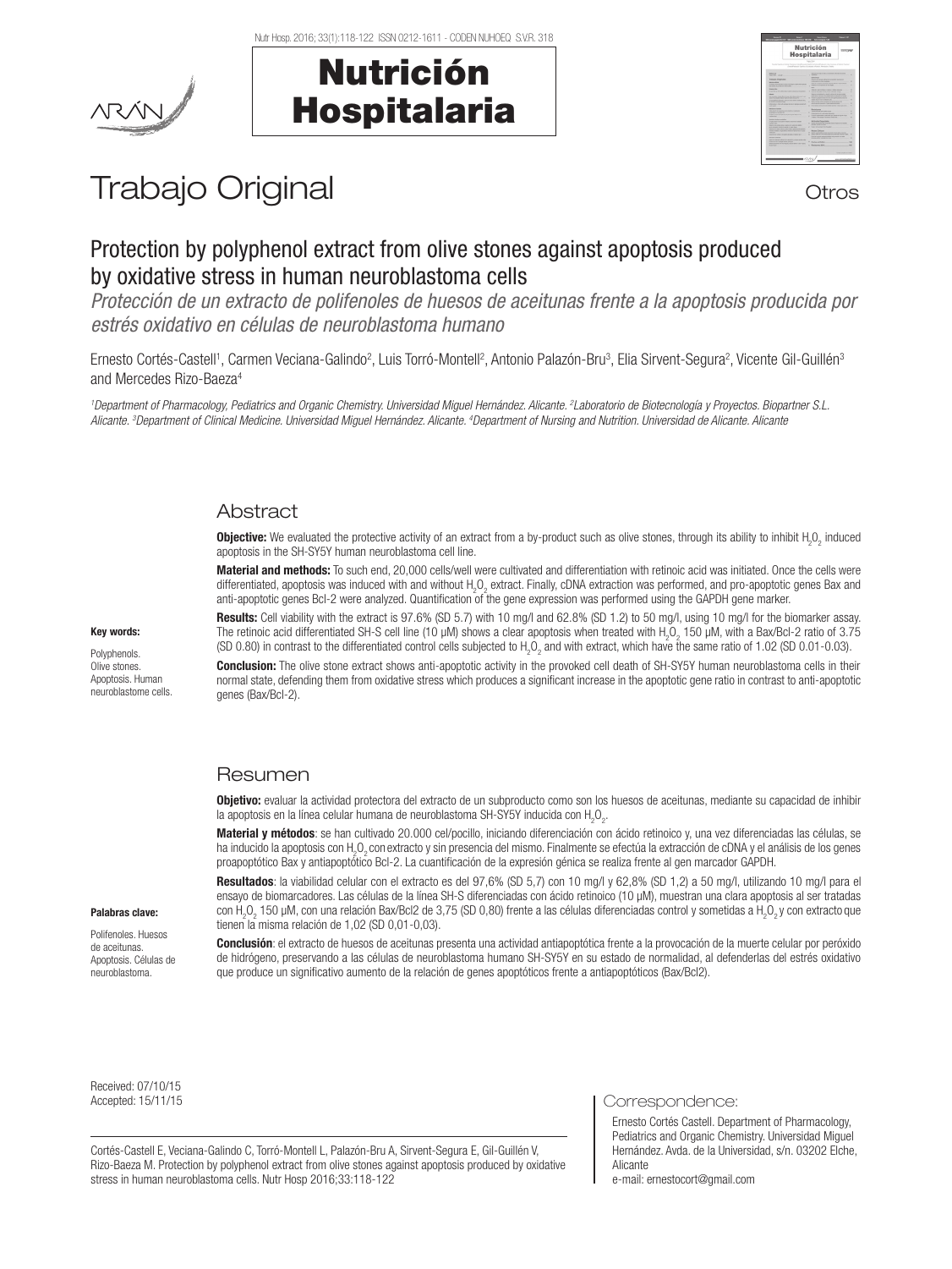Trabajo Original

Otros

# Protection by polyphenol extract from olive stones against apoptosis produced by oxidative stress in human neuroblastoma cells

*Protección de un extracto de polifenoles de huesos de aceitunas frente a la apoptosis producida por estrés oxidativo en células de neuroblastoma humano*

Ernesto Cortés-Castell[1], Carmen Veciana-Galindo[2], Luis Torró-Montell[2], Antonio Palazón-Bru[3], Elia Sirvent-Segura[2], Vicente Gil-Guillén[3] and Mercedes Rizo-Baeza[4]

[1]Department of Pharmacology, Pediatrics and Organic Chemistry. Universidad Miguel Hernández. Alicante. [2]Laboratorio de Biotecnología y Proyectos. Biopartner S.L. Alicante. [3]Department of Clinical Medicine. Universidad Miguel Hernández. Alicante. [4]Department of Nursing and Nutrition. Universidad de Alicante. Alicante

## Abstract

**Objective:** We evaluated the protective activity of an extract from a by-product such as olive stones, through its ability to inhibit $H_2O_2$ induced apoptosis in the SH-SY5Y human neuroblastoma cell line.

**Material and methods:** To such end, 20,000 cells/well were cultivated and differentiation with retinoic acid was initiated. Once the cells were differentiated, apoptosis was induced with and without $H_2O_2$ extract. Finally, cDNA extraction was performed, and pro-apoptotic genes Bax and anti-apoptotic genes Bcl-2 were analyzed. Quantification of the gene expression was performed using the GAPDH gene marker.

**Results:** Cell viability with the extract is 97.6% (SD 5.7) with 10 mg/l and 62.8% (SD 1.2) to 50 mg/l, using 10 mg/l for the biomarker assay. The retinoic acid differentiated SH-S cell line (10 µM) shows a clear apoptosis when treated with $H_2O_2$ 150 µM, with a Bax/Bcl-2 ratio of 3.75 (SD 0.80) in contrast to the differentiated control cells subjected to $H_2O_2$ and with extract, which have the same ratio of 1.02 (SD 0.01-0.03).

**Conclusion:** The olive stone extract shows anti-apoptotic activity in the provoked cell death of SH-SY5Y human neuroblastoma cells in their normal state, defending them from oxidative stress which produces a significant increase in the apoptotic gene ratio in contrast to anti-apoptotic genes (Bax/Bcl-2).

**Key words:**

Polyphenols. Olive stones. Apoptosis. Human neuroblastome cells.

## Resumen

**Objetivo:** evaluar la actividad protectora del extracto de un subproducto como son los huesos de aceitunas, mediante su capacidad de inhibir la apoptosis en la línea celular humana de neuroblastoma SH-SY5Y inducida con $H_2O_2$.

**Material y métodos**: se han cultivado 20.000 cel/pocillo, iniciando diferenciación con ácido retinoico y, una vez diferenciadas las células, se ha inducido la apoptosis con $H_2O_2$ con extracto y sin presencia del mismo. Finalmente se efectúa la extracción de cDNA y el análisis de los genes proapoptótico Bax y antiapoptótico Bcl-2. La cuantificación de la expresión génica se realiza frente al gen marcador GAPDH.

**Resultados**: la viabilidad celular con el extracto es del 97,6% (SD 5,7) con 10 mg/l y 62,8% (SD 1,2) a 50 mg/l, utilizando 10 mg/l para el ensayo de biomarcadores. Las células de la línea SH-S diferenciadas con ácido retinoico (10 µM), muestran una clara apoptosis al ser tratadas con $H_2O_2$ 150 µM, con una relación Bax/Bcl2 de 3,75 (SD 0,80) frente a las células diferenciadas control y sometidas a $H_2O_2$ y con extracto que tienen la misma relación de 1,02 (SD 0,01-0,03).

**Conclusión**: el extracto de huesos de aceitunas presenta una actividad antiapoptótica frente a la provocación de la muerte celular por peróxido de hidrógeno, preservando a las células de neuroblastoma humano SH-SY5Y en su estado de normalidad, al defenderlas del estrés oxidativo que produce un significativo aumento de la relación de genes apoptóticos frente a antiapoptóticos (Bax/Bcl2).

**Palabras clave:**

Polifenoles. Huesos de aceitunas. Apoptosis. Células de neuroblastoma.

Received: 07/10/15
Accepted: 15/11/15

Cortés-Castell E, Veciana-Galindo C, Torró-Montell L, Palazón-Bru A, Sirvent-Segura E, Gil-Guillén V, Rizo-Baeza M. Protection by polyphenol extract from olive stones against apoptosis produced by oxidative stress in human neuroblastoma cells. Nutr Hosp 2016;33:118-122

Correspondence:

Ernesto Cortés Castell. Department of Pharmacology, Pediatrics and Organic Chemistry. Universidad Miguel Hernández. Avda. de la Universidad, s/n. 03202 Elche, Alicante
e-mail: ernestocort@gmail.com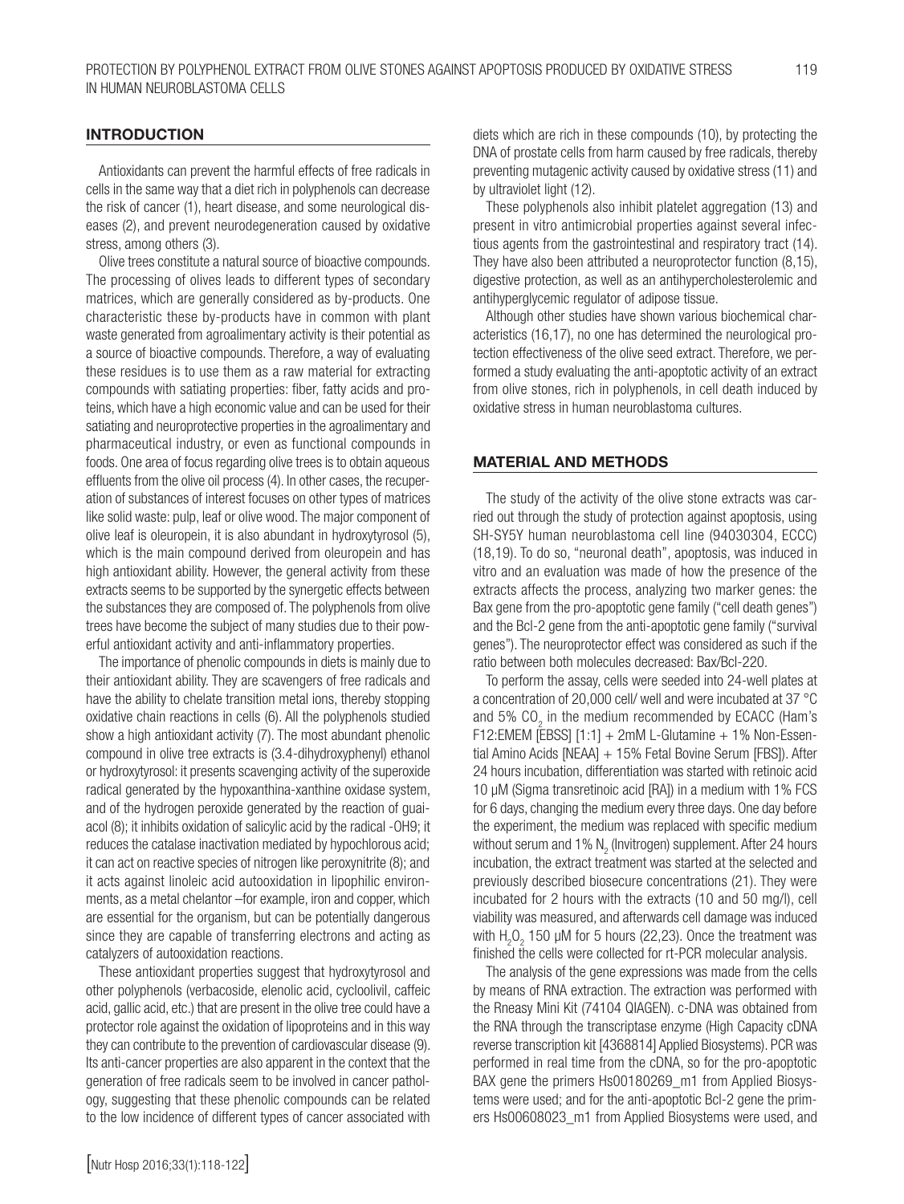## INTRODUCTION

Antioxidants can prevent the harmful effects of free radicals in cells in the same way that a diet rich in polyphenols can decrease the risk of cancer (1), heart disease, and some neurological diseases (2), and prevent neurodegeneration caused by oxidative stress, among others (3).

Olive trees constitute a natural source of bioactive compounds. The processing of olives leads to different types of secondary matrices, which are generally considered as by-products. One characteristic these by-products have in common with plant waste generated from agroalimentary activity is their potential as a source of bioactive compounds. Therefore, a way of evaluating these residues is to use them as a raw material for extracting compounds with satiating properties: fiber, fatty acids and proteins, which have a high economic value and can be used for their satiating and neuroprotective properties in the agroalimentary and pharmaceutical industry, or even as functional compounds in foods. One area of focus regarding olive trees is to obtain aqueous effluents from the olive oil process (4). In other cases, the recuperation of substances of interest focuses on other types of matrices like solid waste: pulp, leaf or olive wood. The major component of olive leaf is oleuropein, it is also abundant in hydroxytyrosol (5), which is the main compound derived from oleuropein and has high antioxidant ability. However, the general activity from these extracts seems to be supported by the synergetic effects between the substances they are composed of. The polyphenols from olive trees have become the subject of many studies due to their powerful antioxidant activity and anti-inflammatory properties.

The importance of phenolic compounds in diets is mainly due to their antioxidant ability. They are scavengers of free radicals and have the ability to chelate transition metal ions, thereby stopping oxidative chain reactions in cells (6). All the polyphenols studied show a high antioxidant activity (7). The most abundant phenolic compound in olive tree extracts is (3.4-dihydroxyphenyl) ethanol or hydroxytyrosol: it presents scavenging activity of the superoxide radical generated by the hypoxanthina-xanthine oxidase system, and of the hydrogen peroxide generated by the reaction of guaiacol (8); it inhibits oxidation of salicylic acid by the radical -OH9; it reduces the catalase inactivation mediated by hypochlorous acid; it can act on reactive species of nitrogen like peroxynitrite (8); and it acts against linoleic acid autooxidation in lipophilic environments, as a metal chelantor –for example, iron and copper, which are essential for the organism, but can be potentially dangerous since they are capable of transferring electrons and acting as catalyzers of autooxidation reactions.

These antioxidant properties suggest that hydroxytyrosol and other polyphenols (verbacoside, elenolic acid, cycloolivil, caffeic acid, gallic acid, etc.) that are present in the olive tree could have a protector role against the oxidation of lipoproteins and in this way they can contribute to the prevention of cardiovascular disease (9). Its anti-cancer properties are also apparent in the context that the generation of free radicals seem to be involved in cancer pathology, suggesting that these phenolic compounds can be related to the low incidence of different types of cancer associated with diets which are rich in these compounds (10), by protecting the DNA of prostate cells from harm caused by free radicals, thereby preventing mutagenic activity caused by oxidative stress (11) and by ultraviolet light (12).

These polyphenols also inhibit platelet aggregation (13) and present in vitro antimicrobial properties against several infectious agents from the gastrointestinal and respiratory tract (14). They have also been attributed a neuroprotector function (8,15), digestive protection, as well as an antihypercholesterolemic and antihyperglycemic regulator of adipose tissue.

Although other studies have shown various biochemical characteristics (16,17), no one has determined the neurological protection effectiveness of the olive seed extract. Therefore, we performed a study evaluating the anti-apoptotic activity of an extract from olive stones, rich in polyphenols, in cell death induced by oxidative stress in human neuroblastoma cultures.

## MATERIAL AND METHODS

The study of the activity of the olive stone extracts was carried out through the study of protection against apoptosis, using SH-SY5Y human neuroblastoma cell line (94030304, ECCC) (18,19). To do so, "neuronal death", apoptosis, was induced in vitro and an evaluation was made of how the presence of the extracts affects the process, analyzing two marker genes: the Bax gene from the pro-apoptotic gene family ("cell death genes") and the Bcl-2 gene from the anti-apoptotic gene family ("survival genes"). The neuroprotector effect was considered as such if the ratio between both molecules decreased: Bax/Bcl-220.

To perform the assay, cells were seeded into 24-well plates at a concentration of 20,000 cell/ well and were incubated at 37 °C and 5% $CO_2$ in the medium recommended by ECACC (Ham's F12:EMEM [EBSS] [1:1] + 2mM L-Glutamine + 1% Non-Essential Amino Acids [NEAA] + 15% Fetal Bovine Serum [FBS]). After 24 hours incubation, differentiation was started with retinoic acid 10 µM (Sigma transretinoic acid [RA]) in a medium with 1% FCS for 6 days, changing the medium every three days. One day before the experiment, the medium was replaced with specific medium without serum and 1% $N_2$ (Invitrogen) supplement. After 24 hours incubation, the extract treatment was started at the selected and previously described biosecure concentrations (21). They were incubated for 2 hours with the extracts (10 and 50 mg/l), cell viability was measured, and afterwards cell damage was induced with $H_2O_2$ 150 µM for 5 hours (22,23). Once the treatment was finished the cells were collected for rt-PCR molecular analysis.

The analysis of the gene expressions was made from the cells by means of RNA extraction. The extraction was performed with the Rneasy Mini Kit (74104 QIAGEN). c-DNA was obtained from the RNA through the transcriptase enzyme (High Capacity cDNA reverse transcription kit [4368814] Applied Biosystems). PCR was performed in real time from the cDNA, so for the pro-apoptotic BAX gene the primers Hs00180269_m1 from Applied Biosystems were used; and for the anti-apoptotic Bcl-2 gene the primers Hs00608023_m1 from Applied Biosystems were used, and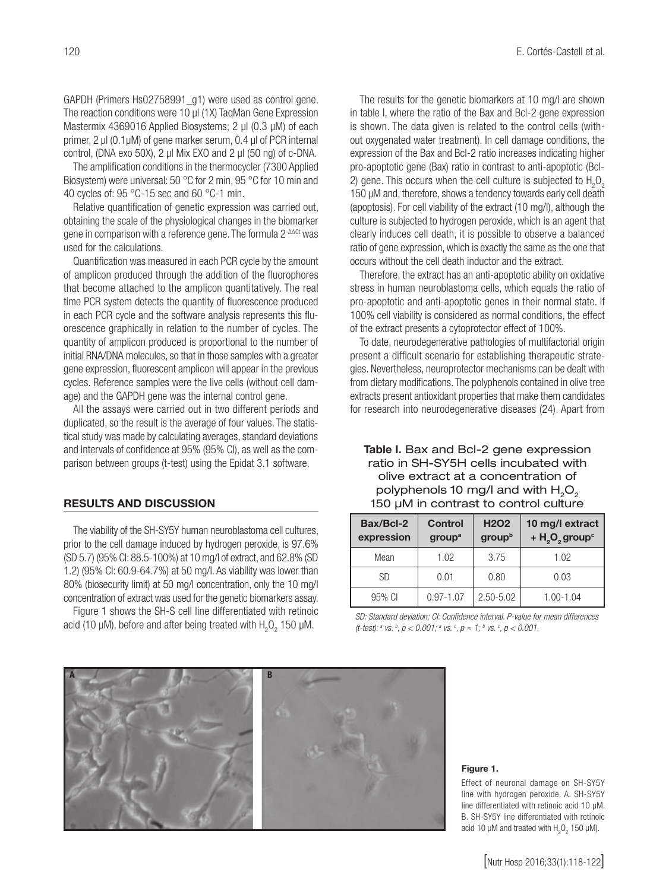GAPDH (Primers Hs02758991_g1) were used as control gene. The reaction conditions were 10 µl (1X) TaqMan Gene Expression Mastermix 4369016 Applied Biosystems; 2 µl (0.3 µM) of each primer, 2 µl (0.1µM) of gene marker serum, 0.4 µl of PCR internal control, (DNA exo 50X), 2 µl Mix EXO and 2 µl (50 ng) of c-DNA.

The amplification conditions in the thermocycler (7300 Applied Biosystem) were universal: 50 °C for 2 min, 95 °C for 10 min and 40 cycles of: 95 °C-15 sec and 60 °C-1 min.

Relative quantification of genetic expression was carried out, obtaining the scale of the physiological changes in the biomarker gene in comparison with a reference gene. The formula $2^{-\Delta\Delta Ct}$ was used for the calculations.

Quantification was measured in each PCR cycle by the amount of amplicon produced through the addition of the fluorophores that become attached to the amplicon quantitatively. The real time PCR system detects the quantity of fluorescence produced in each PCR cycle and the software analysis represents this fluorescence graphically in relation to the number of cycles. The quantity of amplicon produced is proportional to the number of initial RNA/DNA molecules, so that in those samples with a greater gene expression, fluorescent amplicon will appear in the previous cycles. Reference samples were the live cells (without cell damage) and the GAPDH gene was the internal control gene.

All the assays were carried out in two different periods and duplicated, so the result is the average of four values. The statistical study was made by calculating averages, standard deviations and intervals of confidence at 95% (95% CI), as well as the comparison between groups (t-test) using the Epidat 3.1 software.

## RESULTS AND DISCUSSION

The viability of the SH-SY5Y human neuroblastoma cell cultures, prior to the cell damage induced by hydrogen peroxide, is 97.6% (SD 5.7) (95% CI: 88.5-100%) at 10 mg/l of extract, and 62.8% (SD 1.2) (95% CI: 60.9-64.7%) at 50 mg/l. As viability was lower than 80% (biosecurity limit) at 50 mg/l concentration, only the 10 mg/l concentration of extract was used for the genetic biomarkers assay.

Figure 1 shows the SH-S cell line differentiated with retinoic acid (10 µM), before and after being treated with $H_2O_2$ 150 µM.

The results for the genetic biomarkers at 10 mg/l are shown in table I, where the ratio of the Bax and Bcl-2 gene expression is shown. The data given is related to the control cells (without oxygenated water treatment). In cell damage conditions, the expression of the Bax and Bcl-2 ratio increases indicating higher pro-apoptotic gene (Bax) ratio in contrast to anti-apoptotic (Bcl-2) gene. This occurs when the cell culture is subjected to $H_2O_2$ 150 µM and, therefore, shows a tendency towards early cell death (apoptosis). For cell viability of the extract (10 mg/l), although the culture is subjected to hydrogen peroxide, which is an agent that clearly induces cell death, it is possible to observe a balanced ratio of gene expression, which is exactly the same as the one that occurs without the cell death inductor and the extract.

Therefore, the extract has an anti-apoptotic ability on oxidative stress in human neuroblastoma cells, which equals the ratio of pro-apoptotic and anti-apoptotic genes in their normal state. If 100% cell viability is considered as normal conditions, the effect of the extract presents a cytoprotector effect of 100%.

To date, neurodegenerative pathologies of multifactorial origin present a difficult scenario for establishing therapeutic strategies. Nevertheless, neuroprotector mechanisms can be dealt with from dietary modifications. The polyphenols contained in olive tree extracts present antioxidant properties that make them candidates for research into neurodegenerative diseases (24). Apart from

**Table I.** Bax and Bcl-2 gene expression ratio in SH-SY5H cells incubated with olive extract at a concentration of polyphenols 10 mg/l and with $H_2O_2$ 150 µM in contrast to control culture

| Bax/Bcl-2 expression | Control group[a] | H2O2 group[b] | 10 mg/l extract + $H_2O_2$ group[c] |
|---|---|---|---|
| Mean | 1.02 | 3.75 | 1.02 |
| SD | 0.01 | 0.80 | 0.03 |
| 95% CI | 0.97-1.07 | 2.50-5.02 | 1.00-1.04 |

*SD: Standard deviation; CI: Confidence interval. P-value for mean differences (t-test): [a] vs. [b], $p < 0.001$; [a] vs. [c], $p \approx 1$; [b] vs. [c], $p < 0.001$.*

**Figure 1.**

Effect of neuronal damage on SH-SY5Y line with hydrogen peroxide. A. SH-SY5Y line differentiated with retinoic acid 10 µM. B. SH-SY5Y line differentiated with retinoic acid 10 µM and treated with $H_2O_2$ 150 µM).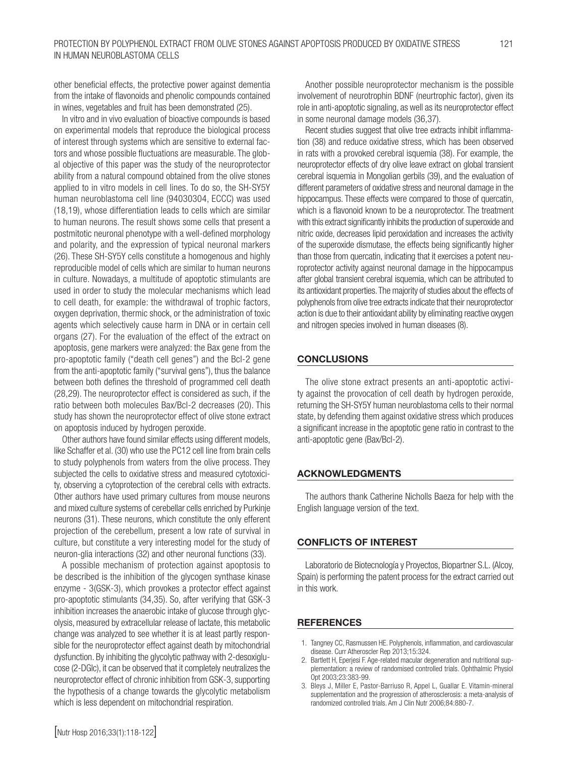other beneficial effects, the protective power against dementia from the intake of flavonoids and phenolic compounds contained in wines, vegetables and fruit has been demonstrated (25).

In vitro and in vivo evaluation of bioactive compounds is based on experimental models that reproduce the biological process of interest through systems which are sensitive to external factors and whose possible fluctuations are measurable. The global objective of this paper was the study of the neuroprotector ability from a natural compound obtained from the olive stones applied to in vitro models in cell lines. To do so, the SH-SY5Y human neuroblastoma cell line (94030304, ECCC) was used (18,19), whose differentiation leads to cells which are similar to human neurons. The result shows some cells that present a postmitotic neuronal phenotype with a well-defined morphology and polarity, and the expression of typical neuronal markers (26). These SH-SY5Y cells constitute a homogenous and highly reproducible model of cells which are similar to human neurons in culture. Nowadays, a multitude of apoptotic stimulants are used in order to study the molecular mechanisms which lead to cell death, for example: the withdrawal of trophic factors, oxygen deprivation, thermic shock, or the administration of toxic agents which selectively cause harm in DNA or in certain cell organs (27). For the evaluation of the effect of the extract on apoptosis, gene markers were analyzed: the Bax gene from the pro-apoptotic family ("death cell genes") and the Bcl-2 gene from the anti-apoptotic family ("survival gens"), thus the balance between both defines the threshold of programmed cell death (28,29). The neuroprotector effect is considered as such, if the ratio between both molecules Bax/Bcl-2 decreases (20). This study has shown the neuroprotector effect of olive stone extract on apoptosis induced by hydrogen peroxide.

Other authors have found similar effects using different models, like Schaffer et al. (30) who use the PC12 cell line from brain cells to study polyphenols from waters from the olive process. They subjected the cells to oxidative stress and measured cytotoxicity, observing a cytoprotection of the cerebral cells with extracts. Other authors have used primary cultures from mouse neurons and mixed culture systems of cerebellar cells enriched by Purkinje neurons (31). These neurons, which constitute the only efferent projection of the cerebellum, present a low rate of survival in culture, but constitute a very interesting model for the study of neuron-glia interactions (32) and other neuronal functions (33).

A possible mechanism of protection against apoptosis to be described is the inhibition of the glycogen synthase kinase enzyme - 3(GSK-3), which provokes a protector effect against pro-apoptotic stimulants (34,35). So, after verifying that GSK-3 inhibition increases the anaerobic intake of glucose through glycolysis, measured by extracellular release of lactate, this metabolic change was analyzed to see whether it is at least partly responsible for the neuroprotector effect against death by mitochondrial dysfunction. By inhibiting the glycolytic pathway with 2-desoxiglucose (2-DGlc), it can be observed that it completely neutralizes the neuroprotector effect of chronic inhibition from GSK-3, supporting the hypothesis of a change towards the glycolytic metabolism which is less dependent on mitochondrial respiration.

Another possible neuroprotector mechanism is the possible involvement of neurotrophin BDNF (neurtrophic factor), given its role in anti-apoptotic signaling, as well as its neuroprotector effect in some neuronal damage models (36,37).

Recent studies suggest that olive tree extracts inhibit inflammation (38) and reduce oxidative stress, which has been observed in rats with a provoked cerebral isquemia (38). For example, the neuroprotector effects of dry olive leave extract on global transient cerebral isquemia in Mongolian gerbils (39), and the evaluation of different parameters of oxidative stress and neuronal damage in the hippocampus. These effects were compared to those of quercatin, which is a flavonoid known to be a neuroprotector. The treatment with this extract significantly inhibits the production of superoxide and nitric oxide, decreases lipid peroxidation and increases the activity of the superoxide dismutase, the effects being significantly higher than those from quercatin, indicating that it exercises a potent neuroprotector activity against neuronal damage in the hippocampus after global transient cerebral isquemia, which can be attributed to its antioxidant properties. The majority of studies about the effects of polyphenols from olive tree extracts indicate that their neuroprotector action is due to their antioxidant ability by eliminating reactive oxygen and nitrogen species involved in human diseases (8).

## CONCLUSIONS

The olive stone extract presents an anti-apoptotic activity against the provocation of cell death by hydrogen peroxide, returning the SH-SY5Y human neuroblastoma cells to their normal state, by defending them against oxidative stress which produces a significant increase in the apoptotic gene ratio in contrast to the anti-apoptotic gene (Bax/Bcl-2).

## ACKNOWLEDGMENTS

The authors thank Catherine Nicholls Baeza for help with the English language version of the text.

## CONFLICTS OF INTEREST

Laboratorio de Biotecnología y Proyectos, Biopartner S.L. (Alcoy, Spain) is performing the patent process for the extract carried out in this work.

## REFERENCES

1. Tangney CC, Rasmussen HE. Polyphenols, inflammation, and cardiovascular disease. Curr Atheroscler Rep 2013;15:324.
2. Bartlett H, Eperjesi F. Age-related macular degeneration and nutritional supplementation: a review of randomised controlled trials. Ophthalmic Physiol Opt 2003;23:383-99.
3. Bleys J, Miller E, Pastor-Barriuso R, Appel L, Guallar E. Vitamin-mineral supplementation and the progression of atherosclerosis: a meta-analysis of randomized controlled trials. Am J Clin Nutr 2006;84:880-7.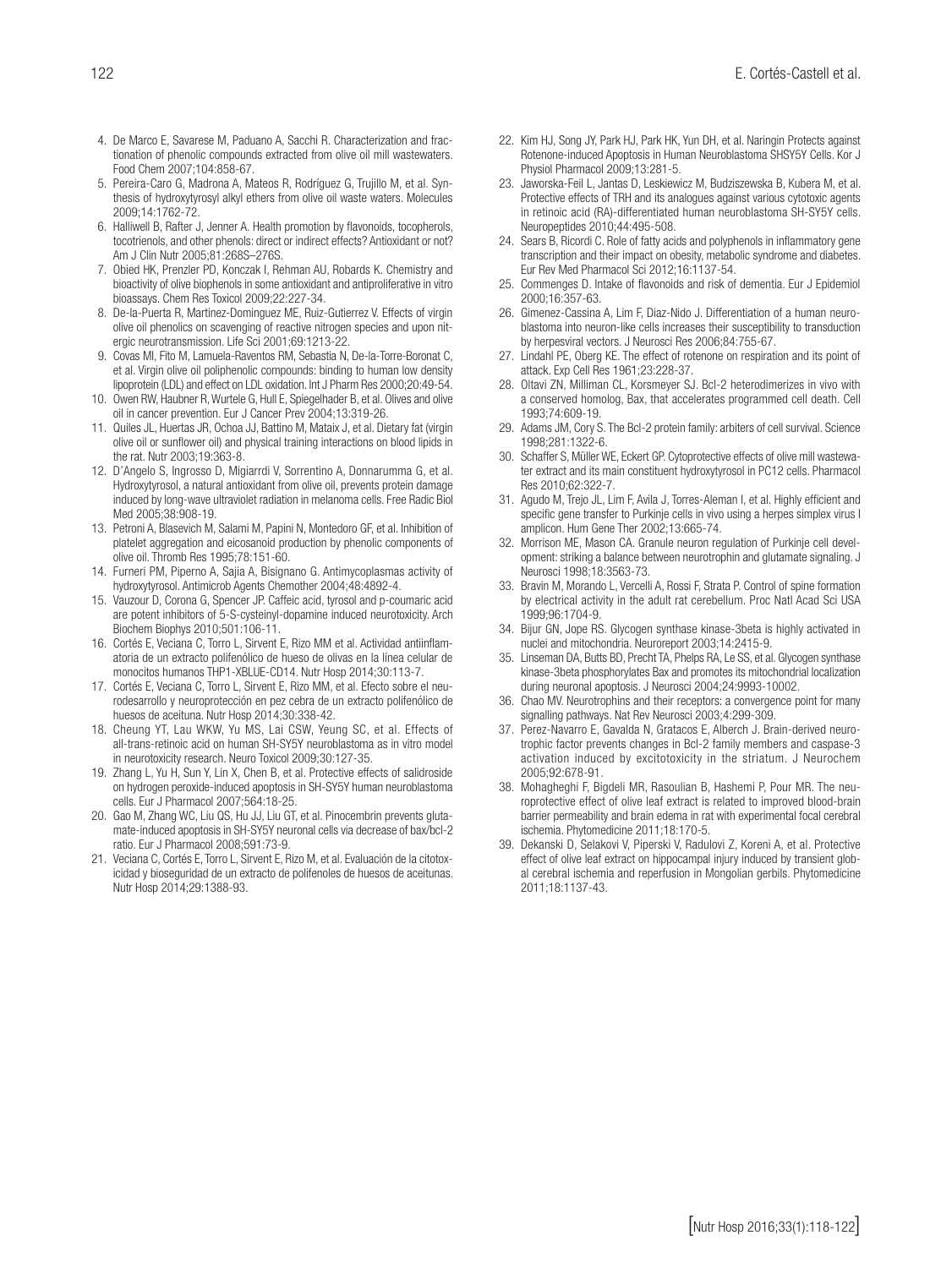4. De Marco E, Savarese M, Paduano A, Sacchi R. Characterization and fractionation of phenolic compounds extracted from olive oil mill wastewaters. Food Chem 2007;104:858-67.
5. Pereira-Caro G, Madrona A, Mateos R, Rodríguez G, Trujillo M, et al. Synthesis of hydroxytyrosyl alkyl ethers from olive oil waste waters. Molecules 2009;14:1762-72.
6. Halliwell B, Rafter J, Jenner A. Health promotion by flavonoids, tocopherols, tocotrienols, and other phenols: direct or indirect effects? Antioxidant or not? Am J Clin Nutr 2005;81:268S–276S.
7. Obied HK, Prenzler PD, Konczak I, Rehman AU, Robards K. Chemistry and bioactivity of olive biophenols in some antioxidant and antiproliferative in vitro bioassays. Chem Res Toxicol 2009;22:227-34.
8. De-la-Puerta R, Martinez-Dominguez ME, Ruiz-Gutierrez V. Effects of virgin olive oil phenolics on scavenging of reactive nitrogen species and upon nitergic neurotransmission. Life Sci 2001;69:1213-22.
9. Covas MI, Fito M, Lamuela-Raventos RM, Sebastia N, De-la-Torre-Boronat C, et al. Virgin olive oil poliphenolic compounds: binding to human low density lipoprotein (LDL) and effect on LDL oxidation. Int J Pharm Res 2000;20:49-54.
10. Owen RW, Haubner R, Wurtele G, Hull E, Spiegelhader B, et al. Olives and olive oil in cancer prevention. Eur J Cancer Prev 2004;13:319-26.
11. Quiles JL, Huertas JR, Ochoa JJ, Battino M, Mataix J, et al. Dietary fat (virgin olive oil or sunflower oil) and physical training interactions on blood lipids in the rat. Nutr 2003;19:363-8.
12. D'Angelo S, Ingrosso D, Migiarrdi V, Sorrentino A, Donnarumma G, et al. Hydroxytyrosol, a natural antioxidant from olive oil, prevents protein damage induced by long-wave ultraviolet radiation in melanoma cells. Free Radic Biol Med 2005;38:908-19.
13. Petroni A, Blasevich M, Salami M, Papini N, Montedoro GF, et al. Inhibition of platelet aggregation and eicosanoid production by phenolic components of olive oil. Thromb Res 1995;78:151-60.
14. Furneri PM, Piperno A, Sajia A, Bisignano G. Antimycoplasmas activity of hydroxytyrosol. Antimicrob Agents Chemother 2004;48:4892-4.
15. Vauzour D, Corona G, Spencer JP. Caffeic acid, tyrosol and p-coumaric acid are potent inhibitors of 5-S-cysteinyl-dopamine induced neurotoxicity. Arch Biochem Biophys 2010;501:106-11.
16. Cortés E, Veciana C, Torro L, Sirvent E, Rizo MM et al. Actividad antiinflamatoria de un extracto polifenólico de hueso de olivas en la línea celular de monocitos humanos THP1-XBLUE-CD14. Nutr Hosp 2014;30:113-7.
17. Cortés E, Veciana C, Torro L, Sirvent E, Rizo MM, et al. Efecto sobre el neurodesarrollo y neuroprotección en pez cebra de un extracto polifenólico de huesos de aceituna. Nutr Hosp 2014;30:338-42.
18. Cheung YT, Lau WKW, Yu MS, Lai CSW, Yeung SC, et al. Effects of all-trans-retinoic acid on human SH-SY5Y neuroblastoma as in vitro model in neurotoxicity research. Neuro Toxicol 2009;30:127-35.
19. Zhang L, Yu H, Sun Y, Lin X, Chen B, et al. Protective effects of salidroside on hydrogen peroxide-induced apoptosis in SH-SY5Y human neuroblastoma cells. Eur J Pharmacol 2007;564:18-25.
20. Gao M, Zhang WC, Liu QS, Hu JJ, Liu GT, et al. Pinocembrin prevents glutamate-induced apoptosis in SH-SY5Y neuronal cells via decrease of bax/bcl-2 ratio. Eur J Pharmacol 2008;591:73-9.
21. Veciana C, Cortés E, Torro L, Sirvent E, Rizo M, et al. Evaluación de la citotoxicidad y bioseguridad de un extracto de polifenoles de huesos de aceitunas. Nutr Hosp 2014;29:1388-93.
22. Kim HJ, Song JY, Park HJ, Park HK, Yun DH, et al. Naringin Protects against Rotenone-induced Apoptosis in Human Neuroblastoma SHSY5Y Cells. Kor J Physiol Pharmacol 2009;13:281-5.
23. Jaworska-Feil L, Jantas D, Leskiewicz M, Budziszewska B, Kubera M, et al. Protective effects of TRH and its analogues against various cytotoxic agents in retinoic acid (RA)-differentiated human neuroblastoma SH-SY5Y cells. Neuropeptides 2010;44:495-508.
24. Sears B, Ricordi C. Role of fatty acids and polyphenols in inflammatory gene transcription and their impact on obesity, metabolic syndrome and diabetes. Eur Rev Med Pharmacol Sci 2012;16:1137-54.
25. Commenges D. Intake of flavonoids and risk of dementia. Eur J Epidemiol 2000;16:357-63.
26. Gimenez-Cassina A, Lim F, Diaz-Nido J. Differentiation of a human neuroblastoma into neuron-like cells increases their susceptibility to transduction by herpesviral vectors. J Neurosci Res 2006;84:755-67.
27. Lindahl PE, Oberg KE. The effect of rotenone on respiration and its point of attack. Exp Cell Res 1961;23:228-37.
28. Oltavi ZN, Milliman CL, Korsmeyer SJ. Bcl-2 heterodimerizes in vivo with a conserved homolog, Bax, that accelerates programmed cell death. Cell 1993;74:609-19.
29. Adams JM, Cory S. The Bcl-2 protein family: arbiters of cell survival. Science 1998;281:1322-6.
30. Schaffer S, Müller WE, Eckert GP. Cytoprotective effects of olive mill wastewater extract and its main constituent hydroxytyrosol in PC12 cells. Pharmacol Res 2010;62:322-7.
31. Agudo M, Trejo JL, Lim F, Avila J, Torres-Aleman I, et al. Highly efficient and specific gene transfer to Purkinje cells in vivo using a herpes simplex virus I amplicon. Hum Gene Ther 2002;13:665-74.
32. Morrison ME, Mason CA. Granule neuron regulation of Purkinje cell development: striking a balance between neurotrophin and glutamate signaling. J Neurosci 1998;18:3563-73.
33. Bravin M, Morando L, Vercelli A, Rossi F, Strata P. Control of spine formation by electrical activity in the adult rat cerebellum. Proc Natl Acad Sci USA 1999;96:1704-9.
34. Bijur GN, Jope RS. Glycogen synthase kinase-3beta is highly activated in nuclei and mitochondria. Neuroreport 2003;14:2415-9.
35. Linseman DA, Butts BD, Precht TA, Phelps RA, Le SS, et al. Glycogen synthase kinase-3beta phosphorylates Bax and promotes its mitochondrial localization during neuronal apoptosis. J Neurosci 2004;24:9993-10002.
36. Chao MV. Neurotrophins and their receptors: a convergence point for many signalling pathways. Nat Rev Neurosci 2003;4:299-309.
37. Perez-Navarro E, Gavalda N, Gratacos E, Alberch J. Brain-derived neurotrophic factor prevents changes in Bcl-2 family members and caspase-3 activation induced by excitotoxicity in the striatum. J Neurochem 2005;92:678-91.
38. Mohagheghi F, Bigdeli MR, Rasoulian B, Hashemi P, Pour MR. The neuroprotective effect of olive leaf extract is related to improved blood-brain barrier permeability and brain edema in rat with experimental focal cerebral ischemia. Phytomedicine 2011;18:170-5.
39. Dekanski D, Selakovi V, Piperski V, Radulovi Z, Koreni A, et al. Protective effect of olive leaf extract on hippocampal injury induced by transient global cerebral ischemia and reperfusion in Mongolian gerbils. Phytomedicine 2011;18:1137-43.